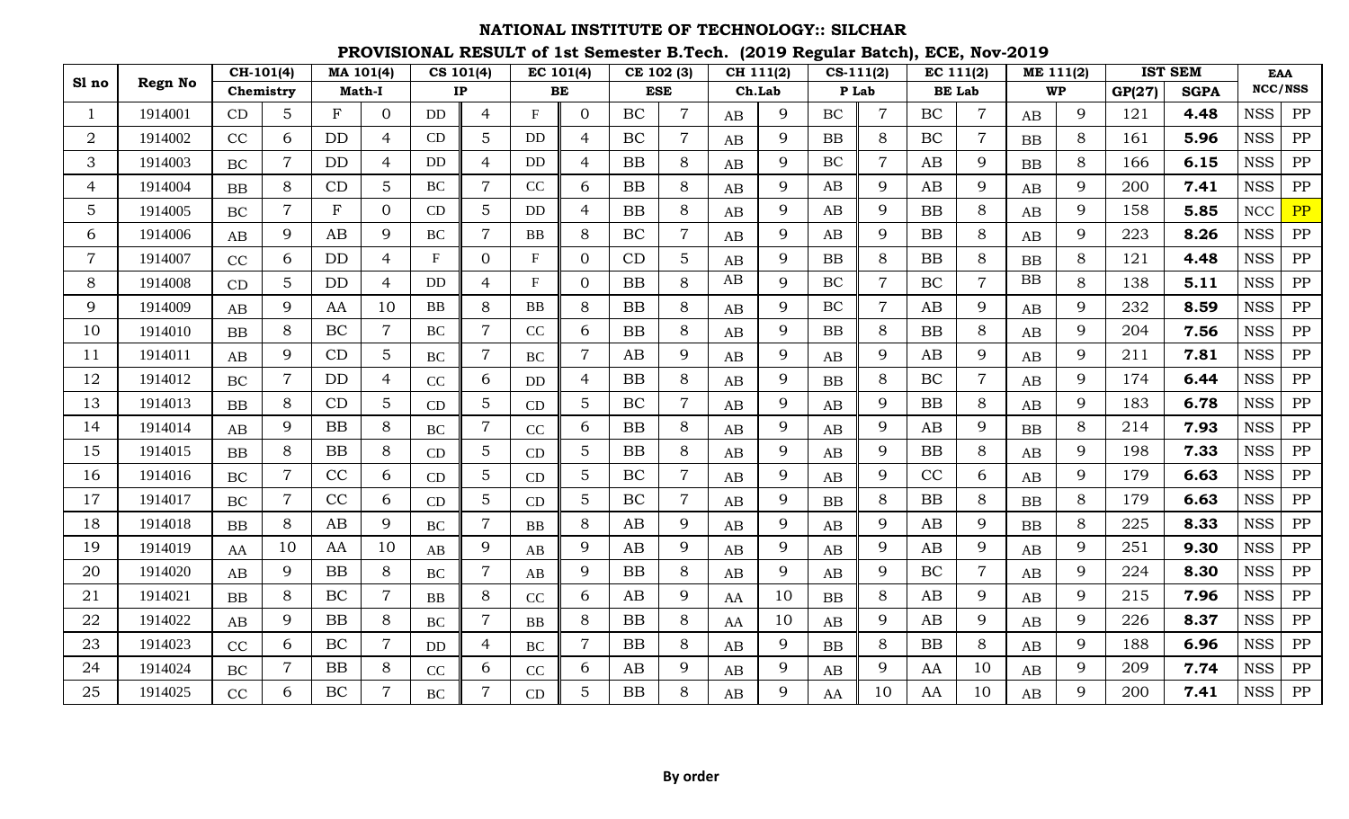# NATIONAL INSTITUTE OF TECHNOLOGY:: SILCHAR

## PROVISIONAL RESULT of 1st Semester B.Tech. (2019 Regular Batch), ECE, Nov-2019

| Sl no | Regn No | CH-101(4) | | MA 101(4) | | CS 101(4) | | EC 101(4) | | CE 102 (3) | | CH 111(2) | | CS-111(2) | | EC 111(2) | | ME 111(2) | | IST SEM | | EAA | |
|---|---|---|---|---|---|---|---|---|---|---|---|---|---|---|---|---|---|---|---|---|---|---|---|
| | | Chemistry | | Math-I | | IP | | BE | | ESE | | Ch.Lab | | P Lab | | BE Lab | | WP | | GP(27) | SGPA | NCC/NSS | |
| 1 | 1914001 | CD | 5 | F | 0 | DD | 4 | F | 0 | BC | 7 | AB | 9 | BC | 7 | BC | 7 | AB | 9 | 121 | **4.48** | NSS | PP |
| 2 | 1914002 | CC | 6 | DD | 4 | CD | 5 | DD | 4 | BC | 7 | AB | 9 | BB | 8 | BC | 7 | BB | 8 | 161 | **5.96** | NSS | PP |
| 3 | 1914003 | BC | 7 | DD | 4 | DD | 4 | DD | 4 | BB | 8 | AB | 9 | BC | 7 | AB | 9 | BB | 8 | 166 | **6.15** | NSS | PP |
| 4 | 1914004 | BB | 8 | CD | 5 | BC | 7 | CC | 6 | BB | 8 | AB | 9 | AB | 9 | AB | 9 | AB | 9 | 200 | **7.41** | NSS | PP |
| 5 | 1914005 | BC | 7 | F | 0 | CD | 5 | DD | 4 | BB | 8 | AB | 9 | AB | 9 | BB | 8 | AB | 9 | 158 | **5.85** | NCC | PP |
| 6 | 1914006 | AB | 9 | AB | 9 | BC | 7 | BB | 8 | BC | 7 | AB | 9 | AB | 9 | BB | 8 | AB | 9 | 223 | **8.26** | NSS | PP |
| 7 | 1914007 | CC | 6 | DD | 4 | F | 0 | F | 0 | CD | 5 | AB | 9 | BB | 8 | BB | 8 | BB | 8 | 121 | **4.48** | NSS | PP |
| 8 | 1914008 | CD | 5 | DD | 4 | DD | 4 | F | 0 | BB | 8 | AB | 9 | BC | 7 | BC | 7 | BB | 8 | 138 | **5.11** | NSS | PP |
| 9 | 1914009 | AB | 9 | AA | 10 | BB | 8 | BB | 8 | BB | 8 | AB | 9 | BC | 7 | AB | 9 | AB | 9 | 232 | **8.59** | NSS | PP |
| 10 | 1914010 | BB | 8 | BC | 7 | BC | 7 | CC | 6 | BB | 8 | AB | 9 | BB | 8 | BB | 8 | AB | 9 | 204 | **7.56** | NSS | PP |
| 11 | 1914011 | AB | 9 | CD | 5 | BC | 7 | BC | 7 | AB | 9 | AB | 9 | AB | 9 | AB | 9 | AB | 9 | 211 | **7.81** | NSS | PP |
| 12 | 1914012 | BC | 7 | DD | 4 | CC | 6 | DD | 4 | BB | 8 | AB | 9 | BB | 8 | BC | 7 | AB | 9 | 174 | **6.44** | NSS | PP |
| 13 | 1914013 | BB | 8 | CD | 5 | CD | 5 | CD | 5 | BC | 7 | AB | 9 | AB | 9 | BB | 8 | AB | 9 | 183 | **6.78** | NSS | PP |
| 14 | 1914014 | AB | 9 | BB | 8 | BC | 7 | CC | 6 | BB | 8 | AB | 9 | AB | 9 | AB | 9 | BB | 8 | 214 | **7.93** | NSS | PP |
| 15 | 1914015 | BB | 8 | BB | 8 | CD | 5 | CD | 5 | BB | 8 | AB | 9 | AB | 9 | BB | 8 | AB | 9 | 198 | **7.33** | NSS | PP |
| 16 | 1914016 | BC | 7 | CC | 6 | CD | 5 | CD | 5 | BC | 7 | AB | 9 | AB | 9 | CC | 6 | AB | 9 | 179 | **6.63** | NSS | PP |
| 17 | 1914017 | BC | 7 | CC | 6 | CD | 5 | CD | 5 | BC | 7 | AB | 9 | BB | 8 | BB | 8 | BB | 8 | 179 | **6.63** | NSS | PP |
| 18 | 1914018 | BB | 8 | AB | 9 | BC | 7 | BB | 8 | AB | 9 | AB | 9 | AB | 9 | AB | 9 | BB | 8 | 225 | **8.33** | NSS | PP |
| 19 | 1914019 | AA | 10 | AA | 10 | AB | 9 | AB | 9 | AB | 9 | AB | 9 | AB | 9 | AB | 9 | AB | 9 | 251 | **9.30** | NSS | PP |
| 20 | 1914020 | AB | 9 | BB | 8 | BC | 7 | AB | 9 | BB | 8 | AB | 9 | AB | 9 | BC | 7 | AB | 9 | 224 | **8.30** | NSS | PP |
| 21 | 1914021 | BB | 8 | BC | 7 | BB | 8 | CC | 6 | AB | 9 | AA | 10 | BB | 8 | AB | 9 | AB | 9 | 215 | **7.96** | NSS | PP |
| 22 | 1914022 | AB | 9 | BB | 8 | BC | 7 | BB | 8 | BB | 8 | AA | 10 | AB | 9 | AB | 9 | AB | 9 | 226 | **8.37** | NSS | PP |
| 23 | 1914023 | CC | 6 | BC | 7 | DD | 4 | BC | 7 | BB | 8 | AB | 9 | BB | 8 | BB | 8 | AB | 9 | 188 | **6.96** | NSS | PP |
| 24 | 1914024 | BC | 7 | BB | 8 | CC | 6 | CC | 6 | AB | 9 | AB | 9 | AB | 9 | AA | 10 | AB | 9 | 209 | **7.74** | NSS | PP |
| 25 | 1914025 | CC | 6 | BC | 7 | BC | 7 | CD | 5 | BB | 8 | AB | 9 | AA | 10 | AA | 10 | AB | 9 | 200 | **7.41** | NSS | PP |

**By order**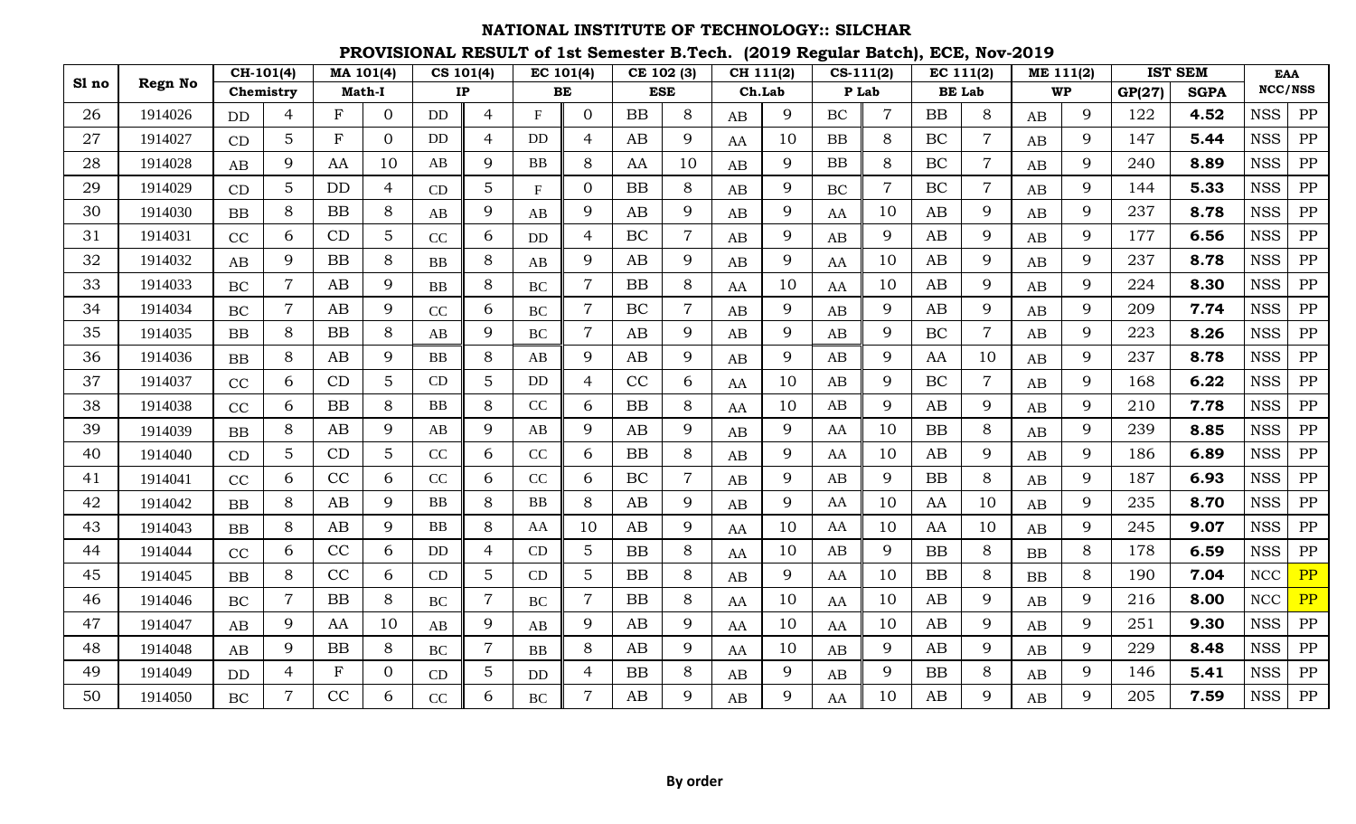# NATIONAL INSTITUTE OF TECHNOLOGY:: SILCHAR

## PROVISIONAL RESULT of 1st Semester B.Tech. (2019 Regular Batch), ECE, Nov-2019

| Sl no | Regn No | CH-101(4) Chemistry | | MA 101(4) Math-I | | CS 101(4) IP | | EC 101(4) BE | | CE 102 (3) ESE | | CH 111(2) Ch.Lab | | CS-111(2) P Lab | | EC 111(2) BE Lab | | ME 111(2) WP | | IST SEM | | EAA NCC/NSS | |
|---|---|---|---|---|---|---|---|---|---|---|---|---|---|---|---|---|---|---|---|---|---|---|---|
| | | | | | | | | | | | | | | | | | | | | GP(27) | SGPA | | |
| 26 | 1914026 | DD | 4 | F | 0 | DD | 4 | F | 0 | BB | 8 | AB | 9 | BC | 7 | BB | 8 | AB | 9 | 122 | **4.52** | NSS | PP |
| 27 | 1914027 | CD | 5 | F | 0 | DD | 4 | DD | 4 | AB | 9 | AA | 10 | BB | 8 | BC | 7 | AB | 9 | 147 | **5.44** | NSS | PP |
| 28 | 1914028 | AB | 9 | AA | 10 | AB | 9 | BB | 8 | AA | 10 | AB | 9 | BB | 8 | BC | 7 | AB | 9 | 240 | **8.89** | NSS | PP |
| 29 | 1914029 | CD | 5 | DD | 4 | CD | 5 | F | 0 | BB | 8 | AB | 9 | BC | 7 | BC | 7 | AB | 9 | 144 | **5.33** | NSS | PP |
| 30 | 1914030 | BB | 8 | BB | 8 | AB | 9 | AB | 9 | AB | 9 | AB | 9 | AA | 10 | AB | 9 | AB | 9 | 237 | **8.78** | NSS | PP |
| 31 | 1914031 | CC | 6 | CD | 5 | CC | 6 | DD | 4 | BC | 7 | AB | 9 | AB | 9 | AB | 9 | AB | 9 | 177 | **6.56** | NSS | PP |
| 32 | 1914032 | AB | 9 | BB | 8 | BB | 8 | AB | 9 | AB | 9 | AB | 9 | AA | 10 | AB | 9 | AB | 9 | 237 | **8.78** | NSS | PP |
| 33 | 1914033 | BC | 7 | AB | 9 | BB | 8 | BC | 7 | BB | 8 | AA | 10 | AA | 10 | AB | 9 | AB | 9 | 224 | **8.30** | NSS | PP |
| 34 | 1914034 | BC | 7 | AB | 9 | CC | 6 | BC | 7 | BC | 7 | AB | 9 | AB | 9 | AB | 9 | AB | 9 | 209 | **7.74** | NSS | PP |
| 35 | 1914035 | BB | 8 | BB | 8 | AB | 9 | BC | 7 | AB | 9 | AB | 9 | AB | 9 | BC | 7 | AB | 9 | 223 | **8.26** | NSS | PP |
| 36 | 1914036 | BB | 8 | AB | 9 | BB | 8 | AB | 9 | AB | 9 | AB | 9 | AB | 9 | AA | 10 | AB | 9 | 237 | **8.78** | NSS | PP |
| 37 | 1914037 | CC | 6 | CD | 5 | CD | 5 | DD | 4 | CC | 6 | AA | 10 | AB | 9 | BC | 7 | AB | 9 | 168 | **6.22** | NSS | PP |
| 38 | 1914038 | CC | 6 | BB | 8 | BB | 8 | CC | 6 | BB | 8 | AA | 10 | AB | 9 | AB | 9 | AB | 9 | 210 | **7.78** | NSS | PP |
| 39 | 1914039 | BB | 8 | AB | 9 | AB | 9 | AB | 9 | AB | 9 | AB | 9 | AA | 10 | BB | 8 | AB | 9 | 239 | **8.85** | NSS | PP |
| 40 | 1914040 | CD | 5 | CD | 5 | CC | 6 | CC | 6 | BB | 8 | AB | 9 | AA | 10 | AB | 9 | AB | 9 | 186 | **6.89** | NSS | PP |
| 41 | 1914041 | CC | 6 | CC | 6 | CC | 6 | CC | 6 | BC | 7 | AB | 9 | AB | 9 | BB | 8 | AB | 9 | 187 | **6.93** | NSS | PP |
| 42 | 1914042 | BB | 8 | AB | 9 | BB | 8 | BB | 8 | AB | 9 | AB | 9 | AA | 10 | AA | 10 | AB | 9 | 235 | **8.70** | NSS | PP |
| 43 | 1914043 | BB | 8 | AB | 9 | BB | 8 | AA | 10 | AB | 9 | AA | 10 | AA | 10 | AA | 10 | AB | 9 | 245 | **9.07** | NSS | PP |
| 44 | 1914044 | CC | 6 | CC | 6 | DD | 4 | CD | 5 | BB | 8 | AA | 10 | AB | 9 | BB | 8 | BB | 8 | 178 | **6.59** | NSS | PP |
| 45 | 1914045 | BB | 8 | CC | 6 | CD | 5 | CD | 5 | BB | 8 | AB | 9 | AA | 10 | BB | 8 | BB | 8 | 190 | **7.04** | NCC | PP |
| 46 | 1914046 | BC | 7 | BB | 8 | BC | 7 | BC | 7 | BB | 8 | AA | 10 | AA | 10 | AB | 9 | AB | 9 | 216 | **8.00** | NCC | PP |
| 47 | 1914047 | AB | 9 | AA | 10 | AB | 9 | AB | 9 | AB | 9 | AA | 10 | AA | 10 | AB | 9 | AB | 9 | 251 | **9.30** | NSS | PP |
| 48 | 1914048 | AB | 9 | BB | 8 | BC | 7 | BB | 8 | AB | 9 | AA | 10 | AB | 9 | AB | 9 | AB | 9 | 229 | **8.48** | NSS | PP |
| 49 | 1914049 | DD | 4 | F | 0 | CD | 5 | DD | 4 | BB | 8 | AB | 9 | AB | 9 | BB | 8 | AB | 9 | 146 | **5.41** | NSS | PP |
| 50 | 1914050 | BC | 7 | CC | 6 | CC | 6 | BC | 7 | AB | 9 | AB | 9 | AA | 10 | AB | 9 | AB | 9 | 205 | **7.59** | NSS | PP |

**By order**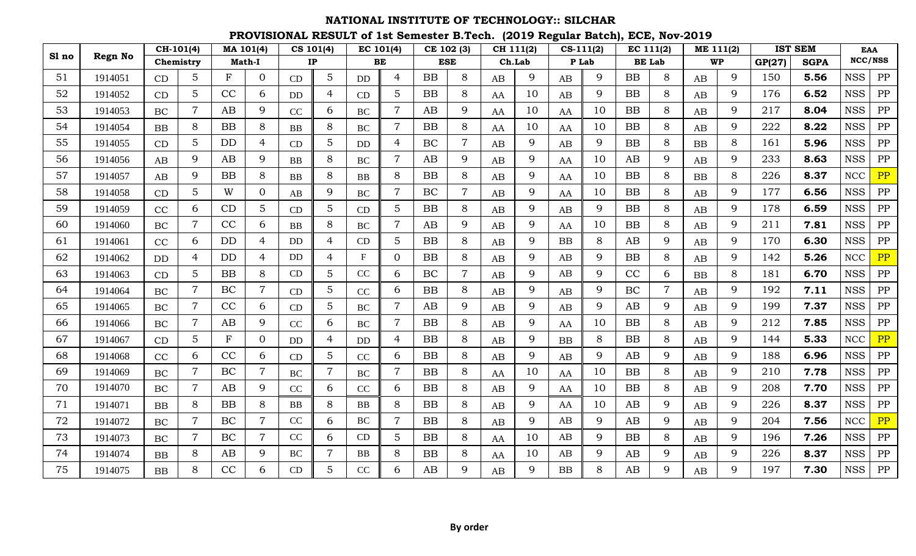# NATIONAL INSTITUTE OF TECHNOLOGY:: SILCHAR

## PROVISIONAL RESULT of 1st Semester B.Tech. (2019 Regular Batch), ECE, Nov-2019

| Sl no | Regn No | CH-101(4) | | MA 101(4) | | CS 101(4) | | EC 101(4) | | CE 102 (3) | | CH 111(2) | | CS-111(2) | | EC 111(2) | | ME 111(2) | | IST SEM | | EAA | |
|---|---|---|---|---|---|---|---|---|---|---|---|---|---|---|---|---|---|---|---|---|---|---|---|
| | | Chemistry | | Math-I | | IP | | BE | | ESE | | Ch.Lab | | P Lab | | BE Lab | | WP | | GP(27) | SGPA | NCC/NSS | |
| 51 | 1914051 | CD | 5 | F | 0 | CD | 5 | DD | 4 | BB | 8 | AB | 9 | AB | 9 | BB | 8 | AB | 9 | 150 | **5.56** | NSS | PP |
| 52 | 1914052 | CD | 5 | CC | 6 | DD | 4 | CD | 5 | BB | 8 | AA | 10 | AB | 9 | BB | 8 | AB | 9 | 176 | **6.52** | NSS | PP |
| 53 | 1914053 | BC | 7 | AB | 9 | CC | 6 | BC | 7 | AB | 9 | AA | 10 | AA | 10 | BB | 8 | AB | 9 | 217 | **8.04** | NSS | PP |
| 54 | 1914054 | BB | 8 | BB | 8 | BB | 8 | BC | 7 | BB | 8 | AA | 10 | AA | 10 | BB | 8 | AB | 9 | 222 | **8.22** | NSS | PP |
| 55 | 1914055 | CD | 5 | DD | 4 | CD | 5 | DD | 4 | BC | 7 | AB | 9 | AB | 9 | BB | 8 | BB | 8 | 161 | **5.96** | NSS | PP |
| 56 | 1914056 | AB | 9 | AB | 9 | BB | 8 | BC | 7 | AB | 9 | AB | 9 | AA | 10 | AB | 9 | AB | 9 | 233 | **8.63** | NSS | PP |
| 57 | 1914057 | AB | 9 | BB | 8 | BB | 8 | BB | 8 | BB | 8 | AB | 9 | AA | 10 | BB | 8 | BB | 8 | 226 | **8.37** | NCC | PP |
| 58 | 1914058 | CD | 5 | W | 0 | AB | 9 | BC | 7 | BC | 7 | AB | 9 | AA | 10 | BB | 8 | AB | 9 | 177 | **6.56** | NSS | PP |
| 59 | 1914059 | CC | 6 | CD | 5 | CD | 5 | CD | 5 | BB | 8 | AB | 9 | AB | 9 | BB | 8 | AB | 9 | 178 | **6.59** | NSS | PP |
| 60 | 1914060 | BC | 7 | CC | 6 | BB | 8 | BC | 7 | AB | 9 | AB | 9 | AA | 10 | BB | 8 | AB | 9 | 211 | **7.81** | NSS | PP |
| 61 | 1914061 | CC | 6 | DD | 4 | DD | 4 | CD | 5 | BB | 8 | AB | 9 | BB | 8 | AB | 9 | AB | 9 | 170 | **6.30** | NSS | PP |
| 62 | 1914062 | DD | 4 | DD | 4 | DD | 4 | F | 0 | BB | 8 | AB | 9 | AB | 9 | BB | 8 | AB | 9 | 142 | **5.26** | NCC | PP |
| 63 | 1914063 | CD | 5 | BB | 8 | CD | 5 | CC | 6 | BC | 7 | AB | 9 | AB | 9 | CC | 6 | BB | 8 | 181 | **6.70** | NSS | PP |
| 64 | 1914064 | BC | 7 | BC | 7 | CD | 5 | CC | 6 | BB | 8 | AB | 9 | AB | 9 | BC | 7 | AB | 9 | 192 | **7.11** | NSS | PP |
| 65 | 1914065 | BC | 7 | CC | 6 | CD | 5 | BC | 7 | AB | 9 | AB | 9 | AB | 9 | AB | 9 | AB | 9 | 199 | **7.37** | NSS | PP |
| 66 | 1914066 | BC | 7 | AB | 9 | CC | 6 | BC | 7 | BB | 8 | AB | 9 | AA | 10 | BB | 8 | AB | 9 | 212 | **7.85** | NSS | PP |
| 67 | 1914067 | CD | 5 | F | 0 | DD | 4 | DD | 4 | BB | 8 | AB | 9 | BB | 8 | BB | 8 | AB | 9 | 144 | **5.33** | NCC | PP |
| 68 | 1914068 | CC | 6 | CC | 6 | CD | 5 | CC | 6 | BB | 8 | AB | 9 | AB | 9 | AB | 9 | AB | 9 | 188 | **6.96** | NSS | PP |
| 69 | 1914069 | BC | 7 | BC | 7 | BC | 7 | BC | 7 | BB | 8 | AA | 10 | AA | 10 | BB | 8 | AB | 9 | 210 | **7.78** | NSS | PP |
| 70 | 1914070 | BC | 7 | AB | 9 | CC | 6 | CC | 6 | BB | 8 | AB | 9 | AA | 10 | BB | 8 | AB | 9 | 208 | **7.70** | NSS | PP |
| 71 | 1914071 | BB | 8 | BB | 8 | BB | 8 | BB | 8 | BB | 8 | AB | 9 | AA | 10 | AB | 9 | AB | 9 | 226 | **8.37** | NSS | PP |
| 72 | 1914072 | BC | 7 | BC | 7 | CC | 6 | BC | 7 | BB | 8 | AB | 9 | AB | 9 | AB | 9 | AB | 9 | 204 | **7.56** | NCC | PP |
| 73 | 1914073 | BC | 7 | BC | 7 | CC | 6 | CD | 5 | BB | 8 | AA | 10 | AB | 9 | BB | 8 | AB | 9 | 196 | **7.26** | NSS | PP |
| 74 | 1914074 | BB | 8 | AB | 9 | BC | 7 | BB | 8 | BB | 8 | AA | 10 | AB | 9 | AB | 9 | AB | 9 | 226 | **8.37** | NSS | PP |
| 75 | 1914075 | BB | 8 | CC | 6 | CD | 5 | CC | 6 | AB | 9 | AB | 9 | BB | 8 | AB | 9 | AB | 9 | 197 | **7.30** | NSS | PP |

**By order**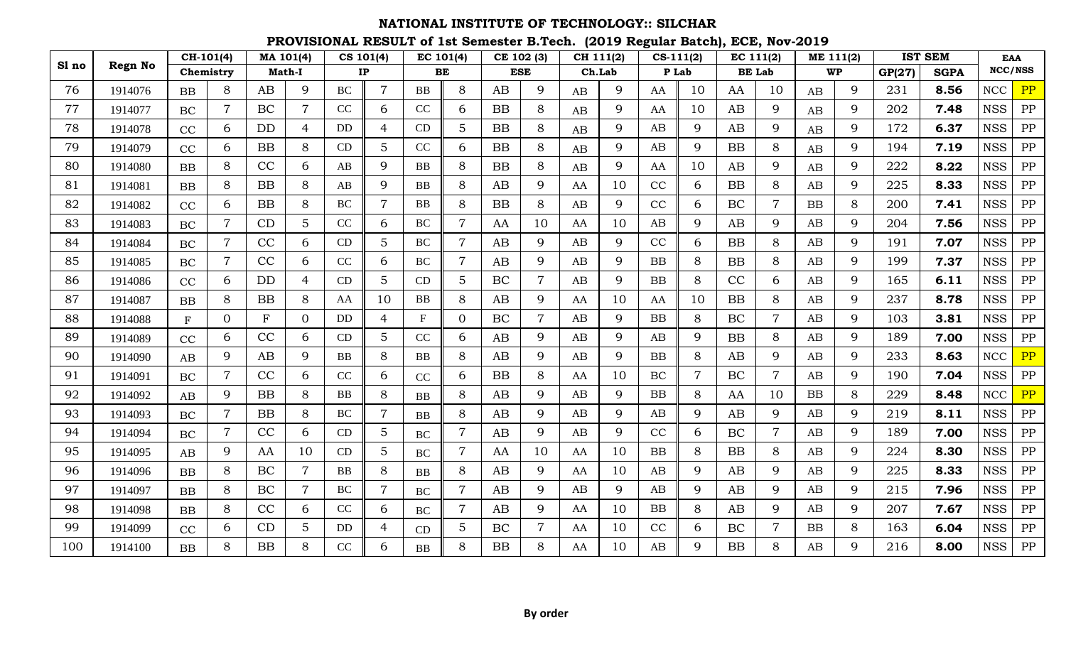# NATIONAL INSTITUTE OF TECHNOLOGY:: SILCHAR

## PROVISIONAL RESULT of 1st Semester B.Tech. (2019 Regular Batch), ECE, Nov-2019

| Sl no | Regn No | CH-101(4) | | MA 101(4) | | CS 101(4) | | EC 101(4) | | CE 102 (3) | | CH 111(2) | | CS-111(2) | | EC 111(2) | | ME 111(2) | | IST SEM | | EAA | |
|---|---|---|---|---|---|---|---|---|---|---|---|---|---|---|---|---|---|---|---|---|---|---|---|
| | | Chemistry | | Math-I | | IP | | BE | | ESE | | Ch.Lab | | P Lab | | BE Lab | | WP | | GP(27) | SGPA | NCC/NSS | |
| 76 | 1914076 | BB | 8 | AB | 9 | BC | 7 | BB | 8 | AB | 9 | AB | 9 | AA | 10 | AA | 10 | AB | 9 | 231 | **8.56** | NCC | PP |
| 77 | 1914077 | BC | 7 | BC | 7 | CC | 6 | CC | 6 | BB | 8 | AB | 9 | AA | 10 | AB | 9 | AB | 9 | 202 | **7.48** | NSS | PP |
| 78 | 1914078 | CC | 6 | DD | 4 | DD | 4 | CD | 5 | BB | 8 | AB | 9 | AB | 9 | AB | 9 | AB | 9 | 172 | **6.37** | NSS | PP |
| 79 | 1914079 | CC | 6 | BB | 8 | CD | 5 | CC | 6 | BB | 8 | AB | 9 | AB | 9 | BB | 8 | AB | 9 | 194 | **7.19** | NSS | PP |
| 80 | 1914080 | BB | 8 | CC | 6 | AB | 9 | BB | 8 | BB | 8 | AB | 9 | AA | 10 | AB | 9 | AB | 9 | 222 | **8.22** | NSS | PP |
| 81 | 1914081 | BB | 8 | BB | 8 | AB | 9 | BB | 8 | AB | 9 | AA | 10 | CC | 6 | BB | 8 | AB | 9 | 225 | **8.33** | NSS | PP |
| 82 | 1914082 | CC | 6 | BB | 8 | BC | 7 | BB | 8 | BB | 8 | AB | 9 | CC | 6 | BC | 7 | BB | 8 | 200 | **7.41** | NSS | PP |
| 83 | 1914083 | BC | 7 | CD | 5 | CC | 6 | BC | 7 | AA | 10 | AA | 10 | AB | 9 | AB | 9 | AB | 9 | 204 | **7.56** | NSS | PP |
| 84 | 1914084 | BC | 7 | CC | 6 | CD | 5 | BC | 7 | AB | 9 | AB | 9 | CC | 6 | BB | 8 | AB | 9 | 191 | **7.07** | NSS | PP |
| 85 | 1914085 | BC | 7 | CC | 6 | CC | 6 | BC | 7 | AB | 9 | AB | 9 | BB | 8 | BB | 8 | AB | 9 | 199 | **7.37** | NSS | PP |
| 86 | 1914086 | CC | 6 | DD | 4 | CD | 5 | CD | 5 | BC | 7 | AB | 9 | BB | 8 | CC | 6 | AB | 9 | 165 | **6.11** | NSS | PP |
| 87 | 1914087 | BB | 8 | BB | 8 | AA | 10 | BB | 8 | AB | 9 | AA | 10 | AA | 10 | BB | 8 | AB | 9 | 237 | **8.78** | NSS | PP |
| 88 | 1914088 | F | 0 | F | 0 | DD | 4 | F | 0 | BC | 7 | AB | 9 | BB | 8 | BC | 7 | AB | 9 | 103 | **3.81** | NSS | PP |
| 89 | 1914089 | CC | 6 | CC | 6 | CD | 5 | CC | 6 | AB | 9 | AB | 9 | AB | 9 | BB | 8 | AB | 9 | 189 | **7.00** | NSS | PP |
| 90 | 1914090 | AB | 9 | AB | 9 | BB | 8 | BB | 8 | AB | 9 | AB | 9 | BB | 8 | AB | 9 | AB | 9 | 233 | **8.63** | NCC | PP |
| 91 | 1914091 | BC | 7 | CC | 6 | CC | 6 | CC | 6 | BB | 8 | AA | 10 | BC | 7 | BC | 7 | AB | 9 | 190 | **7.04** | NSS | PP |
| 92 | 1914092 | AB | 9 | BB | 8 | BB | 8 | BB | 8 | AB | 9 | AB | 9 | BB | 8 | AA | 10 | BB | 8 | 229 | **8.48** | NCC | PP |
| 93 | 1914093 | BC | 7 | BB | 8 | BC | 7 | BB | 8 | AB | 9 | AB | 9 | AB | 9 | AB | 9 | AB | 9 | 219 | **8.11** | NSS | PP |
| 94 | 1914094 | BC | 7 | CC | 6 | CD | 5 | BC | 7 | AB | 9 | AB | 9 | CC | 6 | BC | 7 | AB | 9 | 189 | **7.00** | NSS | PP |
| 95 | 1914095 | AB | 9 | AA | 10 | CD | 5 | BC | 7 | AA | 10 | AA | 10 | BB | 8 | BB | 8 | AB | 9 | 224 | **8.30** | NSS | PP |
| 96 | 1914096 | BB | 8 | BC | 7 | BB | 8 | BB | 8 | AB | 9 | AA | 10 | AB | 9 | AB | 9 | AB | 9 | 225 | **8.33** | NSS | PP |
| 97 | 1914097 | BB | 8 | BC | 7 | BC | 7 | BC | 7 | AB | 9 | AB | 9 | AB | 9 | AB | 9 | AB | 9 | 215 | **7.96** | NSS | PP |
| 98 | 1914098 | BB | 8 | CC | 6 | CC | 6 | BC | 7 | AB | 9 | AA | 10 | BB | 8 | AB | 9 | AB | 9 | 207 | **7.67** | NSS | PP |
| 99 | 1914099 | CC | 6 | CD | 5 | DD | 4 | CD | 5 | BC | 7 | AA | 10 | CC | 6 | BC | 7 | BB | 8 | 163 | **6.04** | NSS | PP |
| 100 | 1914100 | BB | 8 | BB | 8 | CC | 6 | BB | 8 | BB | 8 | AA | 10 | AB | 9 | BB | 8 | AB | 9 | 216 | **8.00** | NSS | PP |

**By order**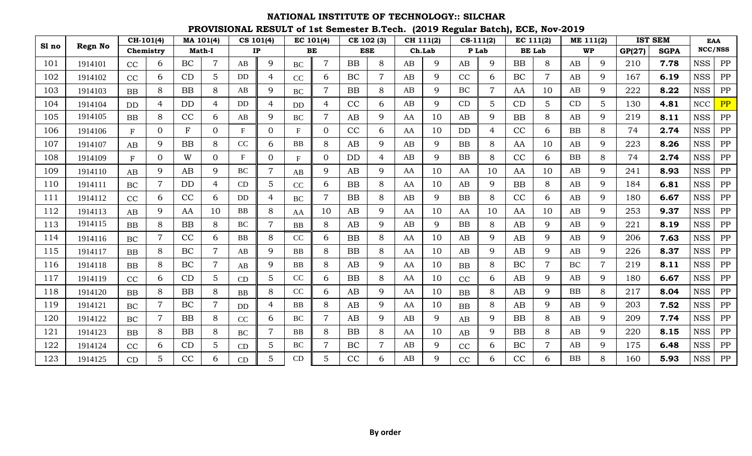# NATIONAL INSTITUTE OF TECHNOLOGY:: SILCHAR

## PROVISIONAL RESULT of 1st Semester B.Tech. (2019 Regular Batch), ECE, Nov-2019

| Sl no | Regn No | CH-101(4) | | MA 101(4) | | CS 101(4) | | EC 101(4) | | CE 102 (3) | | CH 111(2) | | CS-111(2) | | EC 111(2) | | ME 111(2) | | IST SEM | | EAA | |
|---|---|---|---|---|---|---|---|---|---|---|---|---|---|---|---|---|---|---|---|---|---|---|---|
| | | Chemistry | | Math-I | | IP | | BE | | ESE | | Ch.Lab | | P Lab | | BE Lab | | WP | | GP(27) | SGPA | NCC/NSS | |
| 101 | 1914101 | CC | 6 | BC | 7 | AB | 9 | BC | 7 | BB | 8 | AB | 9 | AB | 9 | BB | 8 | AB | 9 | 210 | **7.78** | NSS | PP |
| 102 | 1914102 | CC | 6 | CD | 5 | DD | 4 | CC | 6 | BC | 7 | AB | 9 | CC | 6 | BC | 7 | AB | 9 | 167 | **6.19** | NSS | PP |
| 103 | 1914103 | BB | 8 | BB | 8 | AB | 9 | BC | 7 | BB | 8 | AB | 9 | BC | 7 | AA | 10 | AB | 9 | 222 | **8.22** | NSS | PP |
| 104 | 1914104 | DD | 4 | DD | 4 | DD | 4 | DD | 4 | CC | 6 | AB | 9 | CD | 5 | CD | 5 | CD | 5 | 130 | **4.81** | NCC | PP |
| 105 | 1914105 | BB | 8 | CC | 6 | AB | 9 | BC | 7 | AB | 9 | AA | 10 | AB | 9 | BB | 8 | AB | 9 | 219 | **8.11** | NSS | PP |
| 106 | 1914106 | F | 0 | F | 0 | F | 0 | F | 0 | CC | 6 | AA | 10 | DD | 4 | CC | 6 | BB | 8 | 74 | **2.74** | NSS | PP |
| 107 | 1914107 | AB | 9 | BB | 8 | CC | 6 | BB | 8 | AB | 9 | AB | 9 | BB | 8 | AA | 10 | AB | 9 | 223 | **8.26** | NSS | PP |
| 108 | 1914109 | F | 0 | W | 0 | F | 0 | F | 0 | DD | 4 | AB | 9 | BB | 8 | CC | 6 | BB | 8 | 74 | **2.74** | NSS | PP |
| 109 | 1914110 | AB | 9 | AB | 9 | BC | 7 | AB | 9 | AB | 9 | AA | 10 | AA | 10 | AA | 10 | AB | 9 | 241 | **8.93** | NSS | PP |
| 110 | 1914111 | BC | 7 | DD | 4 | CD | 5 | CC | 6 | BB | 8 | AA | 10 | AB | 9 | BB | 8 | AB | 9 | 184 | **6.81** | NSS | PP |
| 111 | 1914112 | CC | 6 | CC | 6 | DD | 4 | BC | 7 | BB | 8 | AB | 9 | BB | 8 | CC | 6 | AB | 9 | 180 | **6.67** | NSS | PP |
| 112 | 1914113 | AB | 9 | AA | 10 | BB | 8 | AA | 10 | AB | 9 | AA | 10 | AA | 10 | AA | 10 | AB | 9 | 253 | **9.37** | NSS | PP |
| 113 | 1914115 | BB | 8 | BB | 8 | BC | 7 | BB | 8 | AB | 9 | AB | 9 | BB | 8 | AB | 9 | AB | 9 | 221 | **8.19** | NSS | PP |
| 114 | 1914116 | BC | 7 | CC | 6 | BB | 8 | CC | 6 | BB | 8 | AA | 10 | AB | 9 | AB | 9 | AB | 9 | 206 | **7.63** | NSS | PP |
| 115 | 1914117 | BB | 8 | BC | 7 | AB | 9 | BB | 8 | BB | 8 | AA | 10 | AB | 9 | AB | 9 | AB | 9 | 226 | **8.37** | NSS | PP |
| 116 | 1914118 | BB | 8 | BC | 7 | AB | 9 | BB | 8 | AB | 9 | AA | 10 | BB | 8 | BC | 7 | BC | 7 | 219 | **8.11** | NSS | PP |
| 117 | 1914119 | CC | 6 | CD | 5 | CD | 5 | CC | 6 | BB | 8 | AA | 10 | CC | 6 | AB | 9 | AB | 9 | 180 | **6.67** | NSS | PP |
| 118 | 1914120 | BB | 8 | BB | 8 | BB | 8 | CC | 6 | AB | 9 | AA | 10 | BB | 8 | AB | 9 | BB | 8 | 217 | **8.04** | NSS | PP |
| 119 | 1914121 | BC | 7 | BC | 7 | DD | 4 | BB | 8 | AB | 9 | AA | 10 | BB | 8 | AB | 9 | AB | 9 | 203 | **7.52** | NSS | PP |
| 120 | 1914122 | BC | 7 | BB | 8 | CC | 6 | BC | 7 | AB | 9 | AB | 9 | AB | 9 | BB | 8 | AB | 9 | 209 | **7.74** | NSS | PP |
| 121 | 1914123 | BB | 8 | BB | 8 | BC | 7 | BB | 8 | BB | 8 | AA | 10 | AB | 9 | BB | 8 | AB | 9 | 220 | **8.15** | NSS | PP |
| 122 | 1914124 | CC | 6 | CD | 5 | CD | 5 | BC | 7 | BC | 7 | AB | 9 | CC | 6 | BC | 7 | AB | 9 | 175 | **6.48** | NSS | PP |
| 123 | 1914125 | CD | 5 | CC | 6 | CD | 5 | CD | 5 | CC | 6 | AB | 9 | CC | 6 | CC | 6 | BB | 8 | 160 | **5.93** | NSS | PP |

**By order**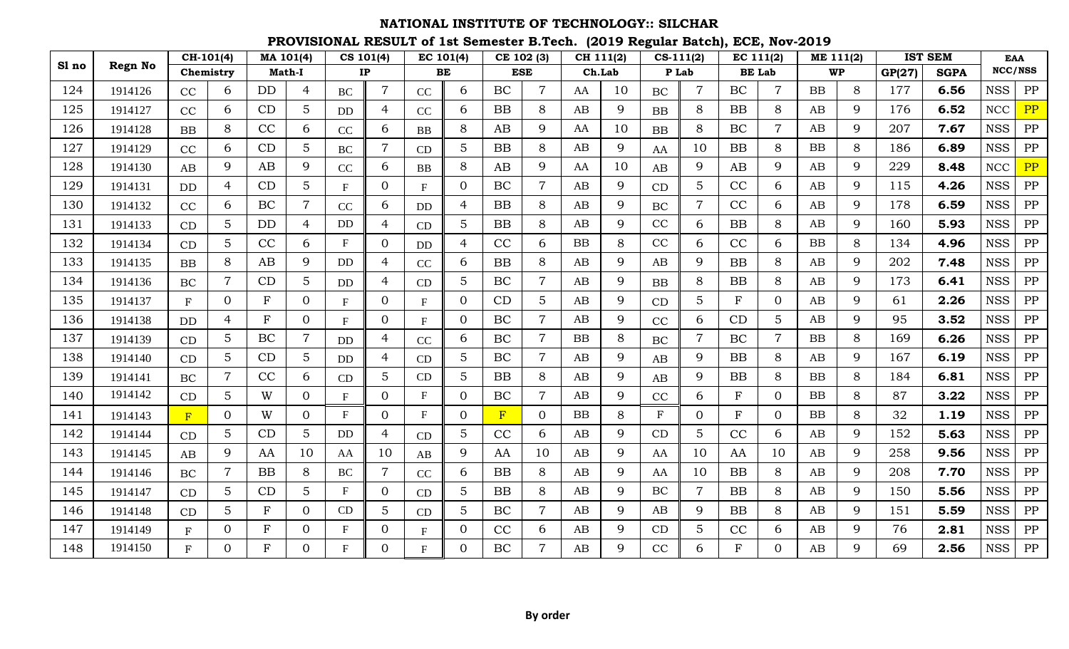# NATIONAL INSTITUTE OF TECHNOLOGY:: SILCHAR

## PROVISIONAL RESULT of 1st Semester B.Tech. (2019 Regular Batch), ECE, Nov-2019

| Sl no | Regn No | CH-101(4) | | MA 101(4) | | CS 101(4) | | EC 101(4) | | CE 102 (3) | | CH 111(2) | | CS-111(2) | | EC 111(2) | | ME 111(2) | | IST SEM | | EAA | |
|---|---|---|---|---|---|---|---|---|---|---|---|---|---|---|---|---|---|---|---|---|---|---|---|
| | | Chemistry | | Math-I | | IP | | BE | | ESE | | Ch.Lab | | P Lab | | BE Lab | | WP | | GP(27) | SGPA | NCC/NSS | |
| 124 | 1914126 | CC | 6 | DD | 4 | BC | 7 | CC | 6 | BC | 7 | AA | 10 | BC | 7 | BC | 7 | BB | 8 | 177 | **6.56** | NSS | PP |
| 125 | 1914127 | CC | 6 | CD | 5 | DD | 4 | CC | 6 | BB | 8 | AB | 9 | BB | 8 | BB | 8 | AB | 9 | 176 | **6.52** | NCC | PP |
| 126 | 1914128 | BB | 8 | CC | 6 | CC | 6 | BB | 8 | AB | 9 | AA | 10 | BB | 8 | BC | 7 | AB | 9 | 207 | **7.67** | NSS | PP |
| 127 | 1914129 | CC | 6 | CD | 5 | BC | 7 | CD | 5 | BB | 8 | AB | 9 | AA | 10 | BB | 8 | BB | 8 | 186 | **6.89** | NSS | PP |
| 128 | 1914130 | AB | 9 | AB | 9 | CC | 6 | BB | 8 | AB | 9 | AA | 10 | AB | 9 | AB | 9 | AB | 9 | 229 | **8.48** | NCC | PP |
| 129 | 1914131 | DD | 4 | CD | 5 | F | 0 | F | 0 | BC | 7 | AB | 9 | CD | 5 | CC | 6 | AB | 9 | 115 | **4.26** | NSS | PP |
| 130 | 1914132 | CC | 6 | BC | 7 | CC | 6 | DD | 4 | BB | 8 | AB | 9 | BC | 7 | CC | 6 | AB | 9 | 178 | **6.59** | NSS | PP |
| 131 | 1914133 | CD | 5 | DD | 4 | DD | 4 | CD | 5 | BB | 8 | AB | 9 | CC | 6 | BB | 8 | AB | 9 | 160 | **5.93** | NSS | PP |
| 132 | 1914134 | CD | 5 | CC | 6 | F | 0 | DD | 4 | CC | 6 | BB | 8 | CC | 6 | CC | 6 | BB | 8 | 134 | **4.96** | NSS | PP |
| 133 | 1914135 | BB | 8 | AB | 9 | DD | 4 | CC | 6 | BB | 8 | AB | 9 | AB | 9 | BB | 8 | AB | 9 | 202 | **7.48** | NSS | PP |
| 134 | 1914136 | BC | 7 | CD | 5 | DD | 4 | CD | 5 | BC | 7 | AB | 9 | BB | 8 | BB | 8 | AB | 9 | 173 | **6.41** | NSS | PP |
| 135 | 1914137 | F | 0 | F | 0 | F | 0 | F | 0 | CD | 5 | AB | 9 | CD | 5 | F | 0 | AB | 9 | 61 | **2.26** | NSS | PP |
| 136 | 1914138 | DD | 4 | F | 0 | F | 0 | F | 0 | BC | 7 | AB | 9 | CC | 6 | CD | 5 | AB | 9 | 95 | **3.52** | NSS | PP |
| 137 | 1914139 | CD | 5 | BC | 7 | DD | 4 | CC | 6 | BC | 7 | BB | 8 | BC | 7 | BC | 7 | BB | 8 | 169 | **6.26** | NSS | PP |
| 138 | 1914140 | CD | 5 | CD | 5 | DD | 4 | CD | 5 | BC | 7 | AB | 9 | AB | 9 | BB | 8 | AB | 9 | 167 | **6.19** | NSS | PP |
| 139 | 1914141 | BC | 7 | CC | 6 | CD | 5 | CD | 5 | BB | 8 | AB | 9 | AB | 9 | BB | 8 | BB | 8 | 184 | **6.81** | NSS | PP |
| 140 | 1914142 | CD | 5 | W | 0 | F | 0 | F | 0 | BC | 7 | AB | 9 | CC | 6 | F | 0 | BB | 8 | 87 | **3.22** | NSS | PP |
| 141 | 1914143 | F | 0 | W | 0 | F | 0 | F | 0 | F | 0 | BB | 8 | F | 0 | F | 0 | BB | 8 | 32 | **1.19** | NSS | PP |
| 142 | 1914144 | CD | 5 | CD | 5 | DD | 4 | CD | 5 | CC | 6 | AB | 9 | CD | 5 | CC | 6 | AB | 9 | 152 | **5.63** | NSS | PP |
| 143 | 1914145 | AB | 9 | AA | 10 | AA | 10 | AB | 9 | AA | 10 | AB | 9 | AA | 10 | AA | 10 | AB | 9 | 258 | **9.56** | NSS | PP |
| 144 | 1914146 | BC | 7 | BB | 8 | BC | 7 | CC | 6 | BB | 8 | AB | 9 | AA | 10 | BB | 8 | AB | 9 | 208 | **7.70** | NSS | PP |
| 145 | 1914147 | CD | 5 | CD | 5 | F | 0 | CD | 5 | BB | 8 | AB | 9 | BC | 7 | BB | 8 | AB | 9 | 150 | **5.56** | NSS | PP |
| 146 | 1914148 | CD | 5 | F | 0 | CD | 5 | CD | 5 | BC | 7 | AB | 9 | AB | 9 | BB | 8 | AB | 9 | 151 | **5.59** | NSS | PP |
| 147 | 1914149 | F | 0 | F | 0 | F | 0 | F | 0 | CC | 6 | AB | 9 | CD | 5 | CC | 6 | AB | 9 | 76 | **2.81** | NSS | PP |
| 148 | 1914150 | F | 0 | F | 0 | F | 0 | F | 0 | BC | 7 | AB | 9 | CC | 6 | F | 0 | AB | 9 | 69 | **2.56** | NSS | PP |

**By order**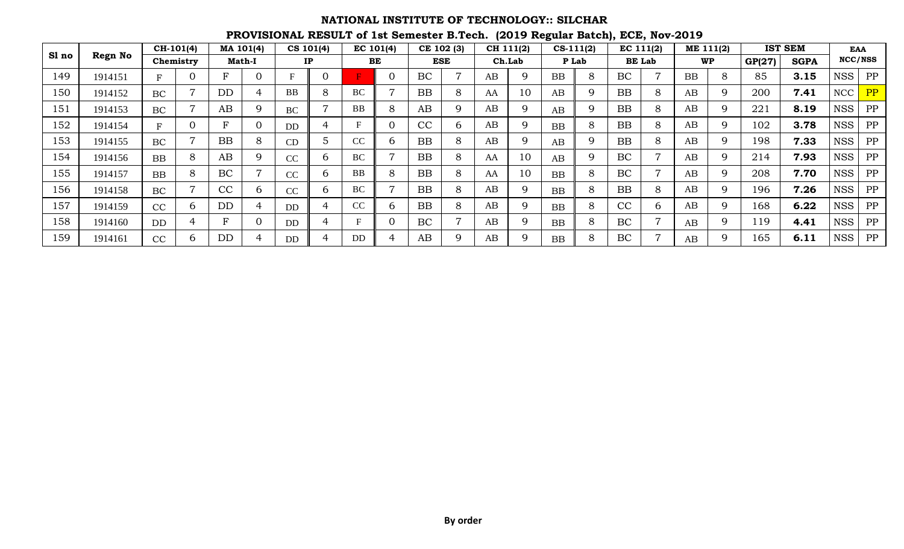# NATIONAL INSTITUTE OF TECHNOLOGY:: SILCHAR

## PROVISIONAL RESULT of 1st Semester B.Tech. (2019 Regular Batch), ECE, Nov-2019

| Sl no | Regn No | CH-101(4) | | MA 101(4) | | CS 101(4) | | EC 101(4) | | CE 102 (3) | | CH 111(2) | | CS-111(2) | | EC 111(2) | | ME 111(2) | | IST SEM | | EAA | |
|---|---|---|---|---|---|---|---|---|---|---|---|---|---|---|---|---|---|---|---|---|---|---|---|
| | | Chemistry | | Math-I | | IP | | BE | | ESE | | Ch.Lab | | P Lab | | BE Lab | | WP | | GP(27) | SGPA | NCC/NSS | |
| 149 | 1914151 | F | 0 | F | 0 | F | 0 | F | 0 | BC | 7 | AB | 9 | BB | 8 | BC | 7 | BB | 8 | 85 | **3.15** | NSS | PP |
| 150 | 1914152 | BC | 7 | DD | 4 | BB | 8 | BC | 7 | BB | 8 | AA | 10 | AB | 9 | BB | 8 | AB | 9 | 200 | **7.41** | NCC | PP |
| 151 | 1914153 | BC | 7 | AB | 9 | BC | 7 | BB | 8 | AB | 9 | AB | 9 | AB | 9 | BB | 8 | AB | 9 | 221 | **8.19** | NSS | PP |
| 152 | 1914154 | F | 0 | F | 0 | DD | 4 | F | 0 | CC | 6 | AB | 9 | BB | 8 | BB | 8 | AB | 9 | 102 | **3.78** | NSS | PP |
| 153 | 1914155 | BC | 7 | BB | 8 | CD | 5 | CC | 6 | BB | 8 | AB | 9 | AB | 9 | BB | 8 | AB | 9 | 198 | **7.33** | NSS | PP |
| 154 | 1914156 | BB | 8 | AB | 9 | CC | 6 | BC | 7 | BB | 8 | AA | 10 | AB | 9 | BC | 7 | AB | 9 | 214 | **7.93** | NSS | PP |
| 155 | 1914157 | BB | 8 | BC | 7 | CC | 6 | BB | 8 | BB | 8 | AA | 10 | BB | 8 | BC | 7 | AB | 9 | 208 | **7.70** | NSS | PP |
| 156 | 1914158 | BC | 7 | CC | 6 | CC | 6 | BC | 7 | BB | 8 | AB | 9 | BB | 8 | BB | 8 | AB | 9 | 196 | **7.26** | NSS | PP |
| 157 | 1914159 | CC | 6 | DD | 4 | DD | 4 | CC | 6 | BB | 8 | AB | 9 | BB | 8 | CC | 6 | AB | 9 | 168 | **6.22** | NSS | PP |
| 158 | 1914160 | DD | 4 | F | 0 | DD | 4 | F | 0 | BC | 7 | AB | 9 | BB | 8 | BC | 7 | AB | 9 | 119 | **4.41** | NSS | PP |
| 159 | 1914161 | CC | 6 | DD | 4 | DD | 4 | DD | 4 | AB | 9 | AB | 9 | BB | 8 | BC | 7 | AB | 9 | 165 | **6.11** | NSS | PP |

**By order**